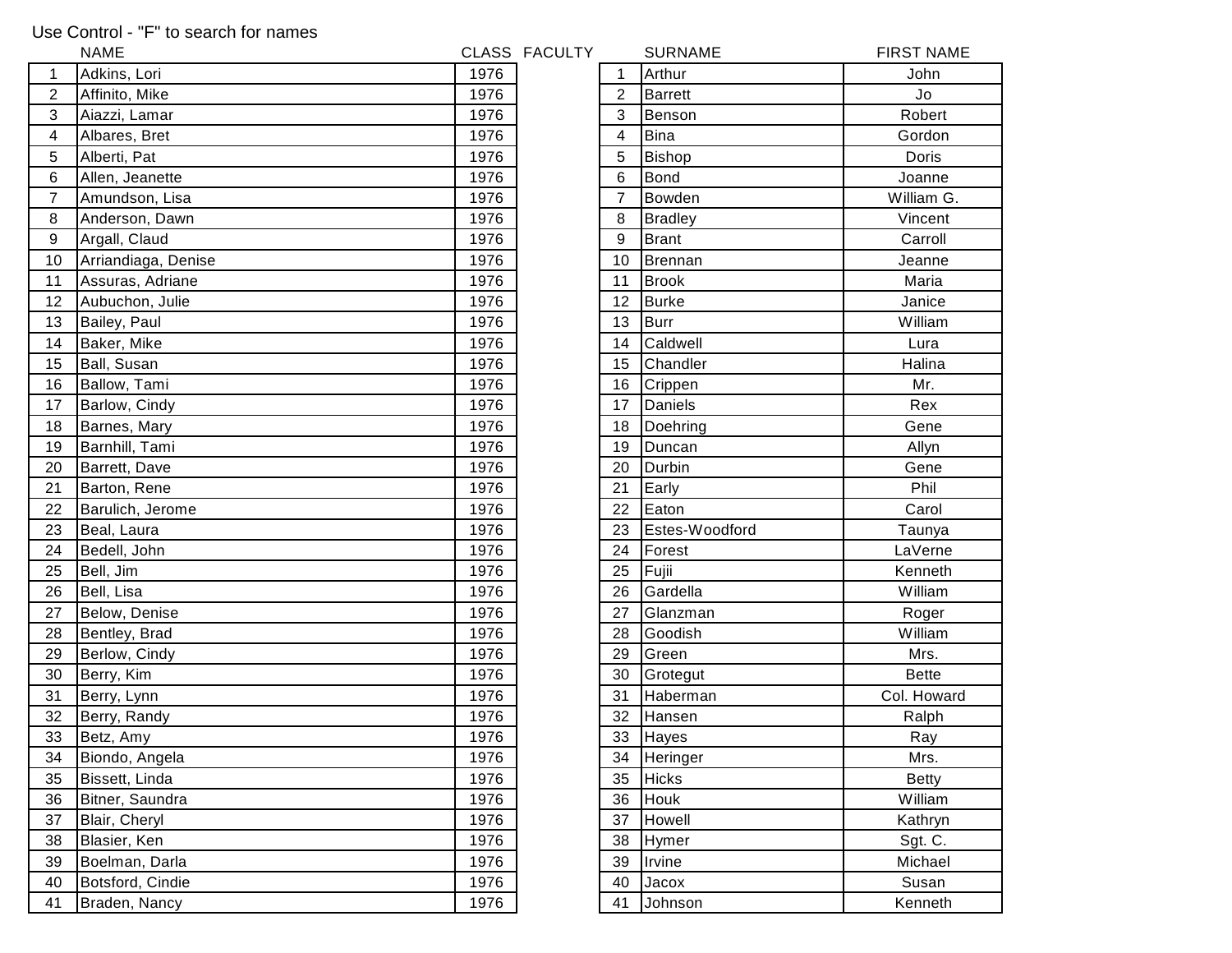Use Control - "F" to search for names

| | NAME | CLASS |
|---|---|---|
| 1 | Adkins, Lori | 1976 |
| 2 | Affinito, Mike | 1976 |
| 3 | Aiazzi, Lamar | 1976 |
| 4 | Albares, Bret | 1976 |
| 5 | Alberti, Pat | 1976 |
| 6 | Allen, Jeanette | 1976 |
| 7 | Amundson, Lisa | 1976 |
| 8 | Anderson, Dawn | 1976 |
| 9 | Argall, Claud | 1976 |
| 10 | Arriandiaga, Denise | 1976 |
| 11 | Assuras, Adriane | 1976 |
| 12 | Aubuchon, Julie | 1976 |
| 13 | Bailey, Paul | 1976 |
| 14 | Baker, Mike | 1976 |
| 15 | Ball, Susan | 1976 |
| 16 | Ballow, Tami | 1976 |
| 17 | Barlow, Cindy | 1976 |
| 18 | Barnes, Mary | 1976 |
| 19 | Barnhill, Tami | 1976 |
| 20 | Barrett, Dave | 1976 |
| 21 | Barton, Rene | 1976 |
| 22 | Barulich, Jerome | 1976 |
| 23 | Beal, Laura | 1976 |
| 24 | Bedell, John | 1976 |
| 25 | Bell, Jim | 1976 |
| 26 | Bell, Lisa | 1976 |
| 27 | Below, Denise | 1976 |
| 28 | Bentley, Brad | 1976 |
| 29 | Berlow, Cindy | 1976 |
| 30 | Berry, Kim | 1976 |
| 31 | Berry, Lynn | 1976 |
| 32 | Berry, Randy | 1976 |
| 33 | Betz, Amy | 1976 |
| 34 | Biondo, Angela | 1976 |
| 35 | Bissett, Linda | 1976 |
| 36 | Bitner, Saundra | 1976 |
| 37 | Blair, Cheryl | 1976 |
| 38 | Blasier, Ken | 1976 |
| 39 | Boelman, Darla | 1976 |
| 40 | Botsford, Cindie | 1976 |
| 41 | Braden, Nancy | 1976 |

FACULTY

| | SURNAME | FIRST NAME |
|---|---|---|
| 1 | Arthur | John |
| 2 | Barrett | Jo |
| 3 | Benson | Robert |
| 4 | Bina | Gordon |
| 5 | Bishop | Doris |
| 6 | Bond | Joanne |
| 7 | Bowden | William G. |
| 8 | Bradley | Vincent |
| 9 | Brant | Carroll |
| 10 | Brennan | Jeanne |
| 11 | Brook | Maria |
| 12 | Burke | Janice |
| 13 | Burr | William |
| 14 | Caldwell | Lura |
| 15 | Chandler | Halina |
| 16 | Crippen | Mr. |
| 17 | Daniels | Rex |
| 18 | Doehring | Gene |
| 19 | Duncan | Allyn |
| 20 | Durbin | Gene |
| 21 | Early | Phil |
| 22 | Eaton | Carol |
| 23 | Estes-Woodford | Taunya |
| 24 | Forest | LaVerne |
| 25 | Fujii | Kenneth |
| 26 | Gardella | William |
| 27 | Glanzman | Roger |
| 28 | Goodish | William |
| 29 | Green | Mrs. |
| 30 | Grotegut | Bette |
| 31 | Haberman | Col. Howard |
| 32 | Hansen | Ralph |
| 33 | Hayes | Ray |
| 34 | Heringer | Mrs. |
| 35 | Hicks | Betty |
| 36 | Houk | William |
| 37 | Howell | Kathryn |
| 38 | Hymer | Sgt. C. |
| 39 | Irvine | Michael |
| 40 | Jacox | Susan |
| 41 | Johnson | Kenneth |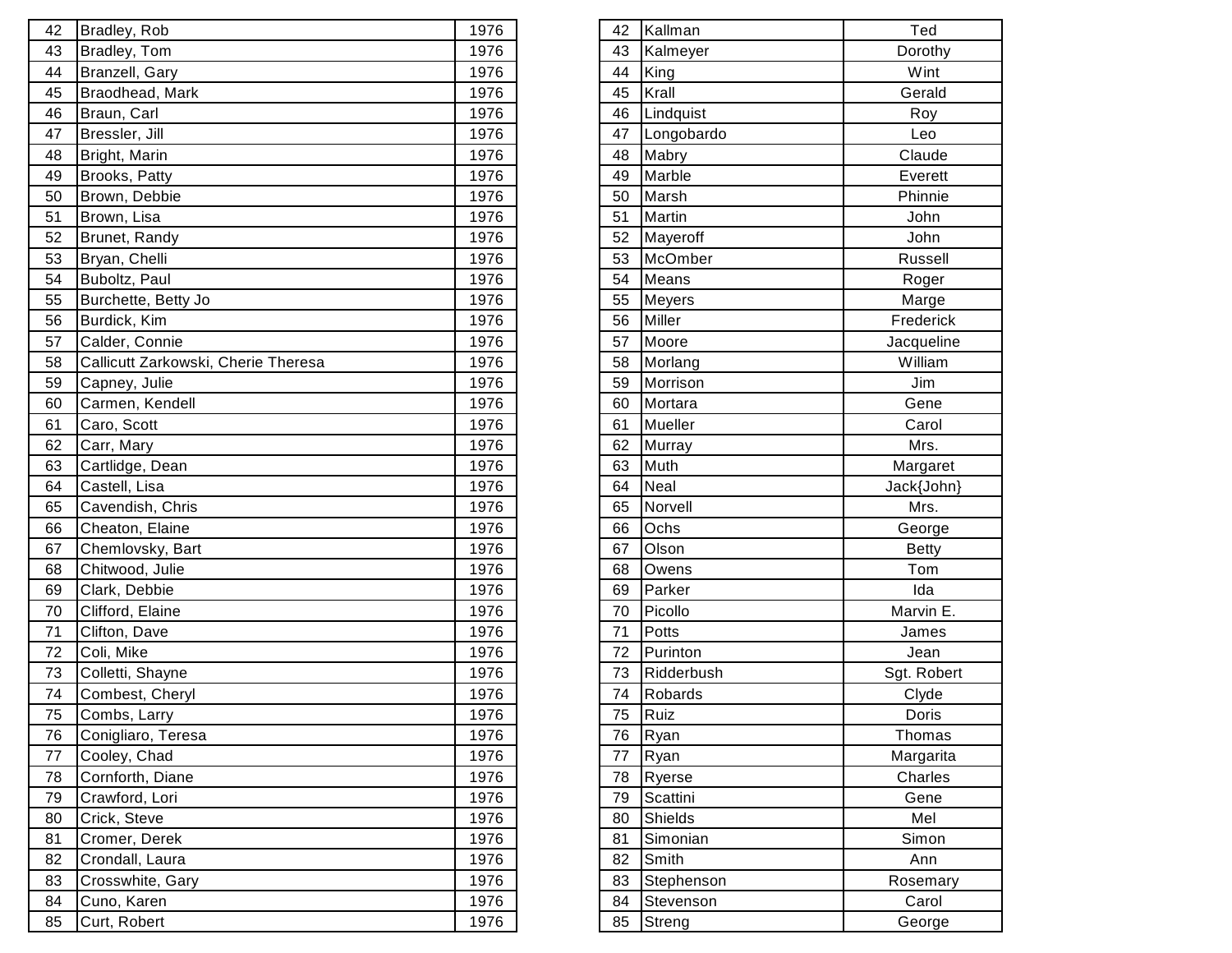| 42 | Bradley, Rob | 1976 |
|---|---|---|
| 43 | Bradley, Tom | 1976 |
| 44 | Branzell, Gary | 1976 |
| 45 | Braodhead, Mark | 1976 |
| 46 | Braun, Carl | 1976 |
| 47 | Bressler, Jill | 1976 |
| 48 | Bright, Marin | 1976 |
| 49 | Brooks, Patty | 1976 |
| 50 | Brown, Debbie | 1976 |
| 51 | Brown, Lisa | 1976 |
| 52 | Brunet, Randy | 1976 |
| 53 | Bryan, Chelli | 1976 |
| 54 | Buboltz, Paul | 1976 |
| 55 | Burchette, Betty Jo | 1976 |
| 56 | Burdick, Kim | 1976 |
| 57 | Calder, Connie | 1976 |
| 58 | Callicutt Zarkowski, Cherie Theresa | 1976 |
| 59 | Capney, Julie | 1976 |
| 60 | Carmen, Kendell | 1976 |
| 61 | Caro, Scott | 1976 |
| 62 | Carr, Mary | 1976 |
| 63 | Cartlidge, Dean | 1976 |
| 64 | Castell, Lisa | 1976 |
| 65 | Cavendish, Chris | 1976 |
| 66 | Cheaton, Elaine | 1976 |
| 67 | Chemlovsky, Bart | 1976 |
| 68 | Chitwood, Julie | 1976 |
| 69 | Clark, Debbie | 1976 |
| 70 | Clifford, Elaine | 1976 |
| 71 | Clifton, Dave | 1976 |
| 72 | Coli, Mike | 1976 |
| 73 | Colletti, Shayne | 1976 |
| 74 | Combest, Cheryl | 1976 |
| 75 | Combs, Larry | 1976 |
| 76 | Conigliaro, Teresa | 1976 |
| 77 | Cooley, Chad | 1976 |
| 78 | Cornforth, Diane | 1976 |
| 79 | Crawford, Lori | 1976 |
| 80 | Crick, Steve | 1976 |
| 81 | Cromer, Derek | 1976 |
| 82 | Crondall, Laura | 1976 |
| 83 | Crosswhite, Gary | 1976 |
| 84 | Cuno, Karen | 1976 |
| 85 | Curt, Robert | 1976 |

| 42 | Kallman | Ted |
|---|---|---|
| 43 | Kalmeyer | Dorothy |
| 44 | King | Wint |
| 45 | Krall | Gerald |
| 46 | Lindquist | Roy |
| 47 | Longobardo | Leo |
| 48 | Mabry | Claude |
| 49 | Marble | Everett |
| 50 | Marsh | Phinnie |
| 51 | Martin | John |
| 52 | Mayeroff | John |
| 53 | McOmber | Russell |
| 54 | Means | Roger |
| 55 | Meyers | Marge |
| 56 | Miller | Frederick |
| 57 | Moore | Jacqueline |
| 58 | Morlang | William |
| 59 | Morrison | Jim |
| 60 | Mortara | Gene |
| 61 | Mueller | Carol |
| 62 | Murray | Mrs. |
| 63 | Muth | Margaret |
| 64 | Neal | Jack{John} |
| 65 | Norvell | Mrs. |
| 66 | Ochs | George |
| 67 | Olson | Betty |
| 68 | Owens | Tom |
| 69 | Parker | Ida |
| 70 | Picollo | Marvin E. |
| 71 | Potts | James |
| 72 | Purinton | Jean |
| 73 | Ridderbush | Sgt. Robert |
| 74 | Robards | Clyde |
| 75 | Ruiz | Doris |
| 76 | Ryan | Thomas |
| 77 | Ryan | Margarita |
| 78 | Ryerse | Charles |
| 79 | Scattini | Gene |
| 80 | Shields | Mel |
| 81 | Simonian | Simon |
| 82 | Smith | Ann |
| 83 | Stephenson | Rosemary |
| 84 | Stevenson | Carol |
| 85 | Streng | George |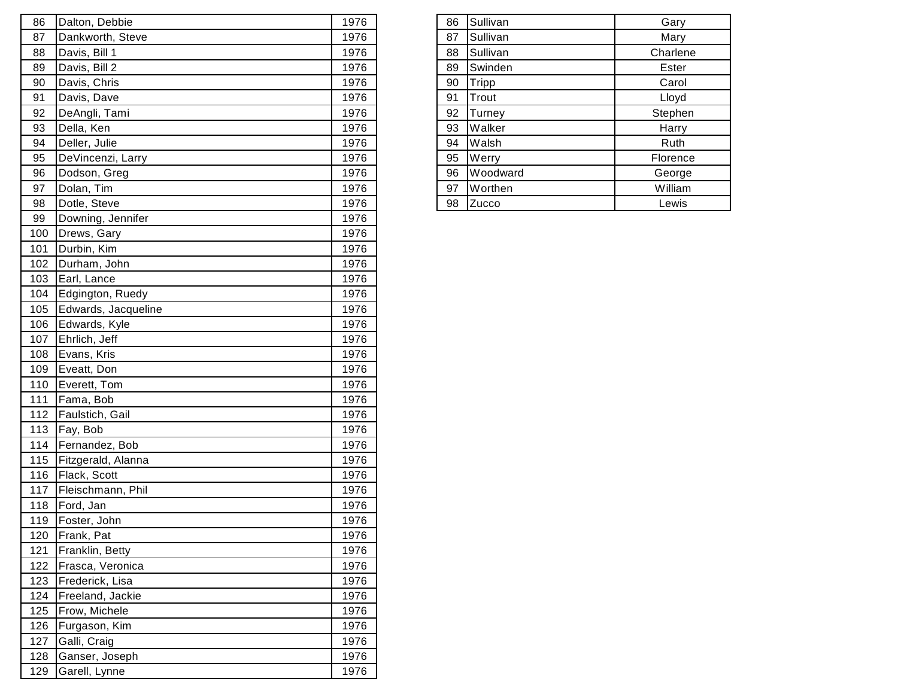| | | |
|---|---|---|
| 86 | Dalton, Debbie | 1976 |
| 87 | Dankworth, Steve | 1976 |
| 88 | Davis, Bill 1 | 1976 |
| 89 | Davis, Bill 2 | 1976 |
| 90 | Davis, Chris | 1976 |
| 91 | Davis, Dave | 1976 |
| 92 | DeAngli, Tami | 1976 |
| 93 | Della, Ken | 1976 |
| 94 | Deller, Julie | 1976 |
| 95 | DeVincenzi, Larry | 1976 |
| 96 | Dodson, Greg | 1976 |
| 97 | Dolan, Tim | 1976 |
| 98 | Dotle, Steve | 1976 |
| 99 | Downing, Jennifer | 1976 |
| 100 | Drews, Gary | 1976 |
| 101 | Durbin, Kim | 1976 |
| 102 | Durham, John | 1976 |
| 103 | Earl, Lance | 1976 |
| 104 | Edgington, Ruedy | 1976 |
| 105 | Edwards, Jacqueline | 1976 |
| 106 | Edwards, Kyle | 1976 |
| 107 | Ehrlich, Jeff | 1976 |
| 108 | Evans, Kris | 1976 |
| 109 | Eveatt, Don | 1976 |
| 110 | Everett, Tom | 1976 |
| 111 | Fama, Bob | 1976 |
| 112 | Faulstich, Gail | 1976 |
| 113 | Fay, Bob | 1976 |
| 114 | Fernandez, Bob | 1976 |
| 115 | Fitzgerald, Alanna | 1976 |
| 116 | Flack, Scott | 1976 |
| 117 | Fleischmann, Phil | 1976 |
| 118 | Ford, Jan | 1976 |
| 119 | Foster, John | 1976 |
| 120 | Frank, Pat | 1976 |
| 121 | Franklin, Betty | 1976 |
| 122 | Frasca, Veronica | 1976 |
| 123 | Frederick, Lisa | 1976 |
| 124 | Freeland, Jackie | 1976 |
| 125 | Frow, Michele | 1976 |
| 126 | Furgason, Kim | 1976 |
| 127 | Galli, Craig | 1976 |
| 128 | Ganser, Joseph | 1976 |
| 129 | Garell, Lynne | 1976 |

| | | |
|---|---|---|
| 86 | Sullivan | Gary |
| 87 | Sullivan | Mary |
| 88 | Sullivan | Charlene |
| 89 | Swinden | Ester |
| 90 | Tripp | Carol |
| 91 | Trout | Lloyd |
| 92 | Turney | Stephen |
| 93 | Walker | Harry |
| 94 | Walsh | Ruth |
| 95 | Werry | Florence |
| 96 | Woodward | George |
| 97 | Worthen | William |
| 98 | Zucco | Lewis |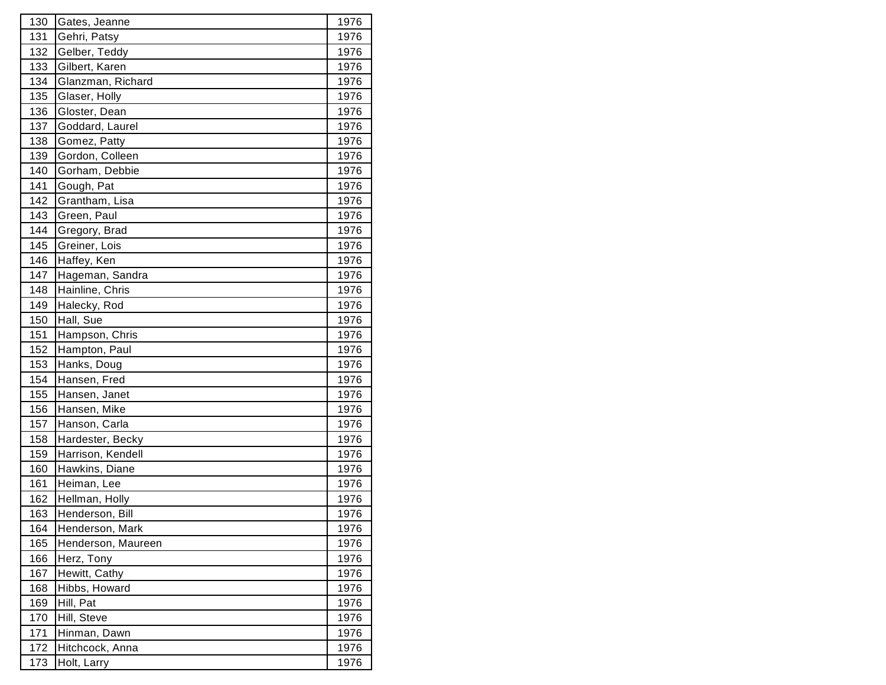| | | |
|---|---|---|
| 130 | Gates, Jeanne | 1976 |
| 131 | Gehri, Patsy | 1976 |
| 132 | Gelber, Teddy | 1976 |
| 133 | Gilbert, Karen | 1976 |
| 134 | Glanzman, Richard | 1976 |
| 135 | Glaser, Holly | 1976 |
| 136 | Gloster, Dean | 1976 |
| 137 | Goddard, Laurel | 1976 |
| 138 | Gomez, Patty | 1976 |
| 139 | Gordon, Colleen | 1976 |
| 140 | Gorham, Debbie | 1976 |
| 141 | Gough, Pat | 1976 |
| 142 | Grantham, Lisa | 1976 |
| 143 | Green, Paul | 1976 |
| 144 | Gregory, Brad | 1976 |
| 145 | Greiner, Lois | 1976 |
| 146 | Haffey, Ken | 1976 |
| 147 | Hageman, Sandra | 1976 |
| 148 | Hainline, Chris | 1976 |
| 149 | Halecky, Rod | 1976 |
| 150 | Hall, Sue | 1976 |
| 151 | Hampson, Chris | 1976 |
| 152 | Hampton, Paul | 1976 |
| 153 | Hanks, Doug | 1976 |
| 154 | Hansen, Fred | 1976 |
| 155 | Hansen, Janet | 1976 |
| 156 | Hansen, Mike | 1976 |
| 157 | Hanson, Carla | 1976 |
| 158 | Hardester, Becky | 1976 |
| 159 | Harrison, Kendell | 1976 |
| 160 | Hawkins, Diane | 1976 |
| 161 | Heiman, Lee | 1976 |
| 162 | Hellman, Holly | 1976 |
| 163 | Henderson, Bill | 1976 |
| 164 | Henderson, Mark | 1976 |
| 165 | Henderson, Maureen | 1976 |
| 166 | Herz, Tony | 1976 |
| 167 | Hewitt, Cathy | 1976 |
| 168 | Hibbs, Howard | 1976 |
| 169 | Hill, Pat | 1976 |
| 170 | Hill, Steve | 1976 |
| 171 | Hinman, Dawn | 1976 |
| 172 | Hitchcock, Anna | 1976 |
| 173 | Holt, Larry | 1976 |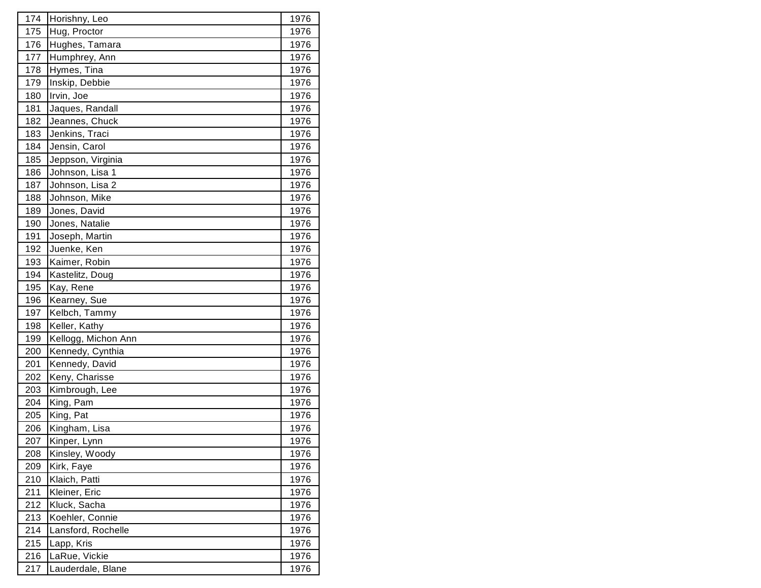| 174 | Horishny, Leo | 1976 |
|---|---|---|
| 175 | Hug, Proctor | 1976 |
| 176 | Hughes, Tamara | 1976 |
| 177 | Humphrey, Ann | 1976 |
| 178 | Hymes, Tina | 1976 |
| 179 | Inskip, Debbie | 1976 |
| 180 | Irvin, Joe | 1976 |
| 181 | Jaques, Randall | 1976 |
| 182 | Jeannes, Chuck | 1976 |
| 183 | Jenkins, Traci | 1976 |
| 184 | Jensin, Carol | 1976 |
| 185 | Jeppson, Virginia | 1976 |
| 186 | Johnson, Lisa 1 | 1976 |
| 187 | Johnson, Lisa 2 | 1976 |
| 188 | Johnson, Mike | 1976 |
| 189 | Jones, David | 1976 |
| 190 | Jones, Natalie | 1976 |
| 191 | Joseph, Martin | 1976 |
| 192 | Juenke, Ken | 1976 |
| 193 | Kaimer, Robin | 1976 |
| 194 | Kastelitz, Doug | 1976 |
| 195 | Kay, Rene | 1976 |
| 196 | Kearney, Sue | 1976 |
| 197 | Kelbch, Tammy | 1976 |
| 198 | Keller, Kathy | 1976 |
| 199 | Kellogg, Michon Ann | 1976 |
| 200 | Kennedy, Cynthia | 1976 |
| 201 | Kennedy, David | 1976 |
| 202 | Keny, Charisse | 1976 |
| 203 | Kimbrough, Lee | 1976 |
| 204 | King, Pam | 1976 |
| 205 | King, Pat | 1976 |
| 206 | Kingham, Lisa | 1976 |
| 207 | Kinper, Lynn | 1976 |
| 208 | Kinsley, Woody | 1976 |
| 209 | Kirk, Faye | 1976 |
| 210 | Klaich, Patti | 1976 |
| 211 | Kleiner, Eric | 1976 |
| 212 | Kluck, Sacha | 1976 |
| 213 | Koehler, Connie | 1976 |
| 214 | Lansford, Rochelle | 1976 |
| 215 | Lapp, Kris | 1976 |
| 216 | LaRue, Vickie | 1976 |
| 217 | Lauderdale, Blane | 1976 |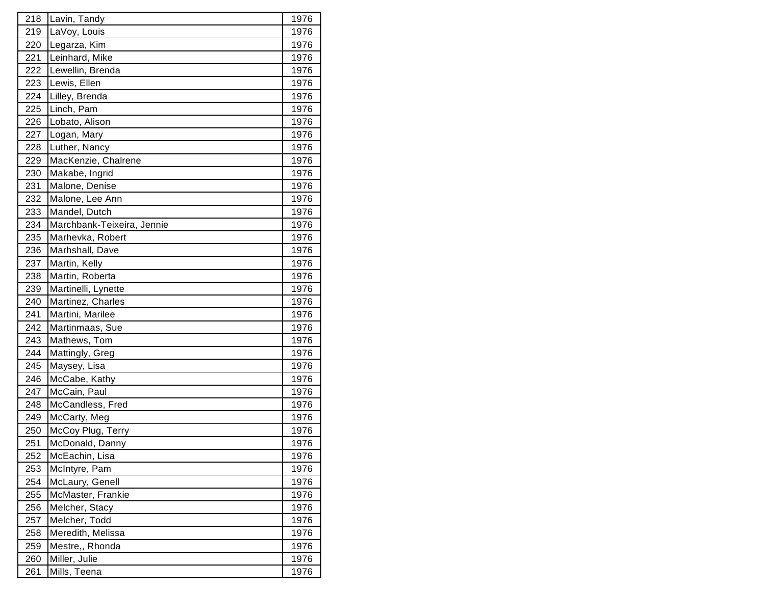| | | |
|---|---|---|
| 218 | Lavin, Tandy | 1976 |
| 219 | LaVoy, Louis | 1976 |
| 220 | Legarza, Kim | 1976 |
| 221 | Leinhard, Mike | 1976 |
| 222 | Lewellin, Brenda | 1976 |
| 223 | Lewis, Ellen | 1976 |
| 224 | Lilley, Brenda | 1976 |
| 225 | Linch, Pam | 1976 |
| 226 | Lobato, Alison | 1976 |
| 227 | Logan, Mary | 1976 |
| 228 | Luther, Nancy | 1976 |
| 229 | MacKenzie, Chalrene | 1976 |
| 230 | Makabe, Ingrid | 1976 |
| 231 | Malone, Denise | 1976 |
| 232 | Malone, Lee Ann | 1976 |
| 233 | Mandel, Dutch | 1976 |
| 234 | Marchbank-Teixeira, Jennie | 1976 |
| 235 | Marhevka, Robert | 1976 |
| 236 | Marhshall, Dave | 1976 |
| 237 | Martin, Kelly | 1976 |
| 238 | Martin, Roberta | 1976 |
| 239 | Martinelli, Lynette | 1976 |
| 240 | Martinez, Charles | 1976 |
| 241 | Martini, Marilee | 1976 |
| 242 | Martinmaas, Sue | 1976 |
| 243 | Mathews, Tom | 1976 |
| 244 | Mattingly, Greg | 1976 |
| 245 | Maysey, Lisa | 1976 |
| 246 | McCabe, Kathy | 1976 |
| 247 | McCain, Paul | 1976 |
| 248 | McCandless, Fred | 1976 |
| 249 | McCarty, Meg | 1976 |
| 250 | McCoy Plug, Terry | 1976 |
| 251 | McDonald, Danny | 1976 |
| 252 | McEachin, Lisa | 1976 |
| 253 | McIntyre, Pam | 1976 |
| 254 | McLaury, Genell | 1976 |
| 255 | McMaster, Frankie | 1976 |
| 256 | Melcher, Stacy | 1976 |
| 257 | Melcher, Todd | 1976 |
| 258 | Meredith, Melissa | 1976 |
| 259 | Mestre,, Rhonda | 1976 |
| 260 | Miller, Julie | 1976 |
| 261 | Mills, Teena | 1976 |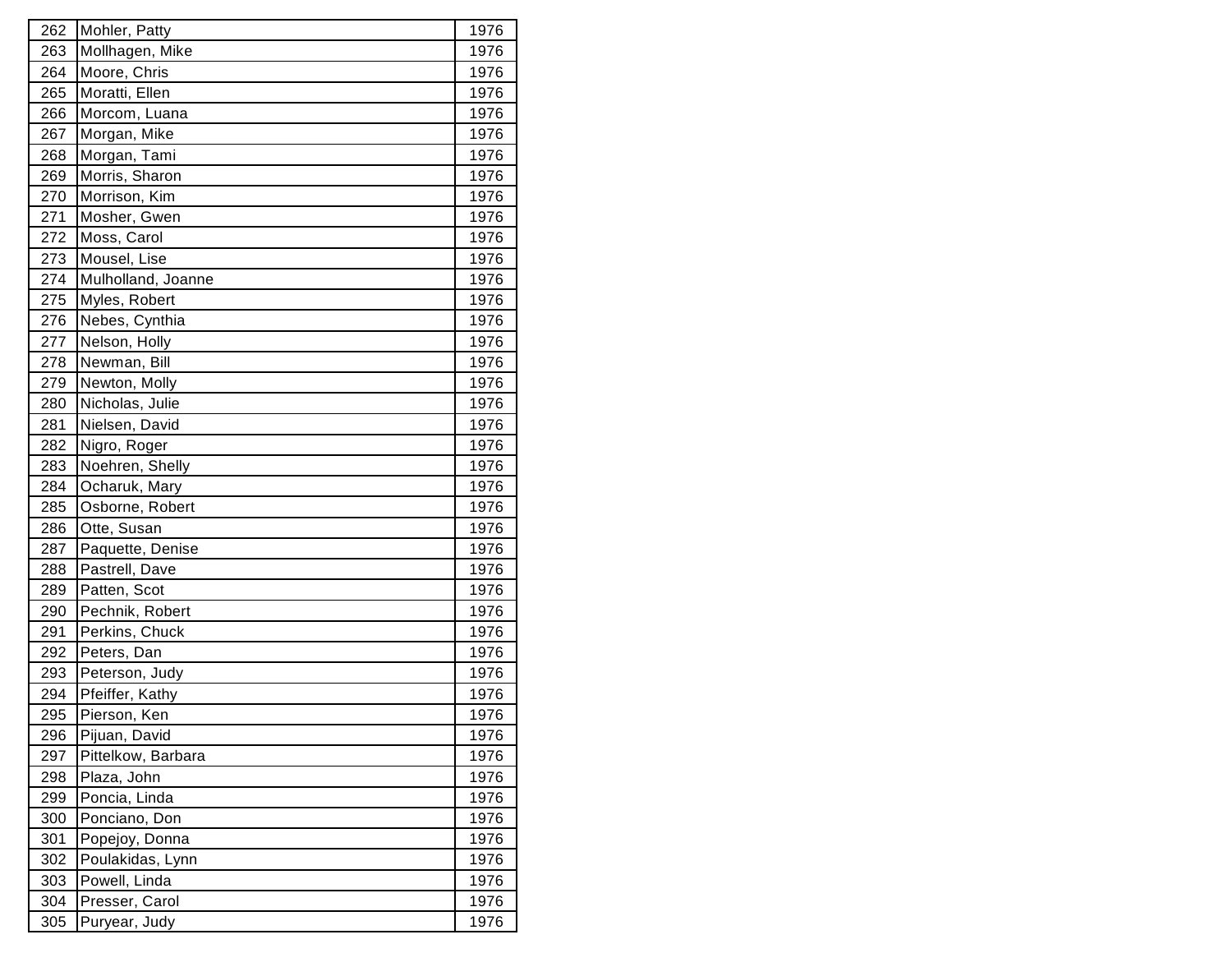| | | |
|---|---|---|
| 262 | Mohler, Patty | 1976 |
| 263 | Mollhagen, Mike | 1976 |
| 264 | Moore, Chris | 1976 |
| 265 | Moratti, Ellen | 1976 |
| 266 | Morcom, Luana | 1976 |
| 267 | Morgan, Mike | 1976 |
| 268 | Morgan, Tami | 1976 |
| 269 | Morris, Sharon | 1976 |
| 270 | Morrison, Kim | 1976 |
| 271 | Mosher, Gwen | 1976 |
| 272 | Moss, Carol | 1976 |
| 273 | Mousel, Lise | 1976 |
| 274 | Mulholland, Joanne | 1976 |
| 275 | Myles, Robert | 1976 |
| 276 | Nebes, Cynthia | 1976 |
| 277 | Nelson, Holly | 1976 |
| 278 | Newman, Bill | 1976 |
| 279 | Newton, Molly | 1976 |
| 280 | Nicholas, Julie | 1976 |
| 281 | Nielsen, David | 1976 |
| 282 | Nigro, Roger | 1976 |
| 283 | Noehren, Shelly | 1976 |
| 284 | Ocharuk, Mary | 1976 |
| 285 | Osborne, Robert | 1976 |
| 286 | Otte, Susan | 1976 |
| 287 | Paquette, Denise | 1976 |
| 288 | Pastrell, Dave | 1976 |
| 289 | Patten, Scot | 1976 |
| 290 | Pechnik, Robert | 1976 |
| 291 | Perkins, Chuck | 1976 |
| 292 | Peters, Dan | 1976 |
| 293 | Peterson, Judy | 1976 |
| 294 | Pfeiffer, Kathy | 1976 |
| 295 | Pierson, Ken | 1976 |
| 296 | Pijuan, David | 1976 |
| 297 | Pittelkow, Barbara | 1976 |
| 298 | Plaza, John | 1976 |
| 299 | Poncia, Linda | 1976 |
| 300 | Ponciano, Don | 1976 |
| 301 | Popejoy, Donna | 1976 |
| 302 | Poulakidas, Lynn | 1976 |
| 303 | Powell, Linda | 1976 |
| 304 | Presser, Carol | 1976 |
| 305 | Puryear, Judy | 1976 |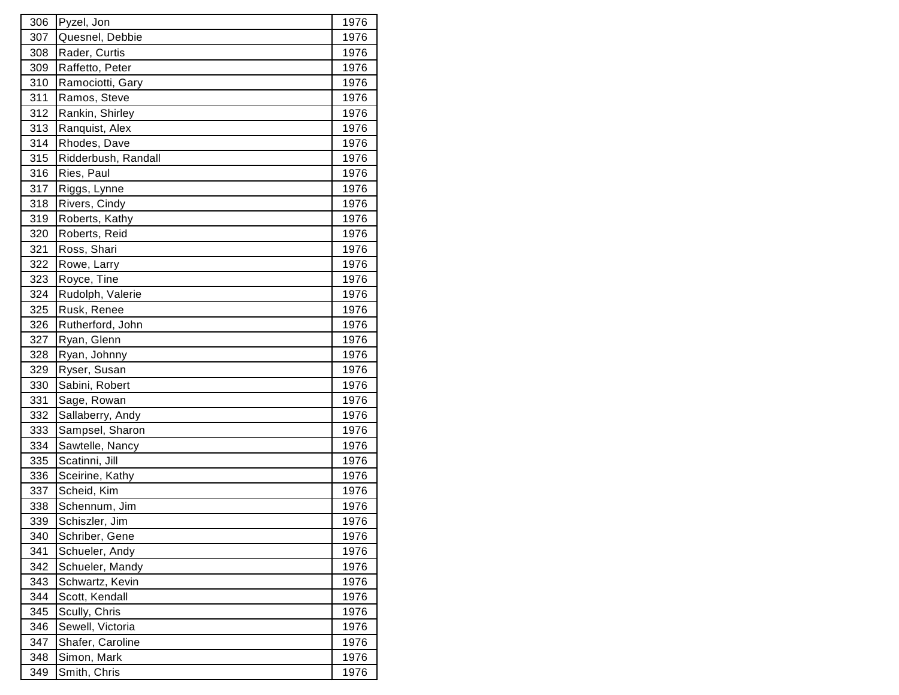| 306 | Pyzel, Jon | 1976 |
|---|---|---|
| 307 | Quesnel, Debbie | 1976 |
| 308 | Rader, Curtis | 1976 |
| 309 | Raffetto, Peter | 1976 |
| 310 | Ramociotti, Gary | 1976 |
| 311 | Ramos, Steve | 1976 |
| 312 | Rankin, Shirley | 1976 |
| 313 | Ranquist, Alex | 1976 |
| 314 | Rhodes, Dave | 1976 |
| 315 | Ridderbush, Randall | 1976 |
| 316 | Ries, Paul | 1976 |
| 317 | Riggs, Lynne | 1976 |
| 318 | Rivers, Cindy | 1976 |
| 319 | Roberts, Kathy | 1976 |
| 320 | Roberts, Reid | 1976 |
| 321 | Ross, Shari | 1976 |
| 322 | Rowe, Larry | 1976 |
| 323 | Royce, Tine | 1976 |
| 324 | Rudolph, Valerie | 1976 |
| 325 | Rusk, Renee | 1976 |
| 326 | Rutherford, John | 1976 |
| 327 | Ryan, Glenn | 1976 |
| 328 | Ryan, Johnny | 1976 |
| 329 | Ryser, Susan | 1976 |
| 330 | Sabini, Robert | 1976 |
| 331 | Sage, Rowan | 1976 |
| 332 | Sallaberry, Andy | 1976 |
| 333 | Sampsel, Sharon | 1976 |
| 334 | Sawtelle, Nancy | 1976 |
| 335 | Scatinni, Jill | 1976 |
| 336 | Sceirine, Kathy | 1976 |
| 337 | Scheid, Kim | 1976 |
| 338 | Schennum, Jim | 1976 |
| 339 | Schiszler, Jim | 1976 |
| 340 | Schriber, Gene | 1976 |
| 341 | Schueler, Andy | 1976 |
| 342 | Schueler, Mandy | 1976 |
| 343 | Schwartz, Kevin | 1976 |
| 344 | Scott, Kendall | 1976 |
| 345 | Scully, Chris | 1976 |
| 346 | Sewell, Victoria | 1976 |
| 347 | Shafer, Caroline | 1976 |
| 348 | Simon, Mark | 1976 |
| 349 | Smith, Chris | 1976 |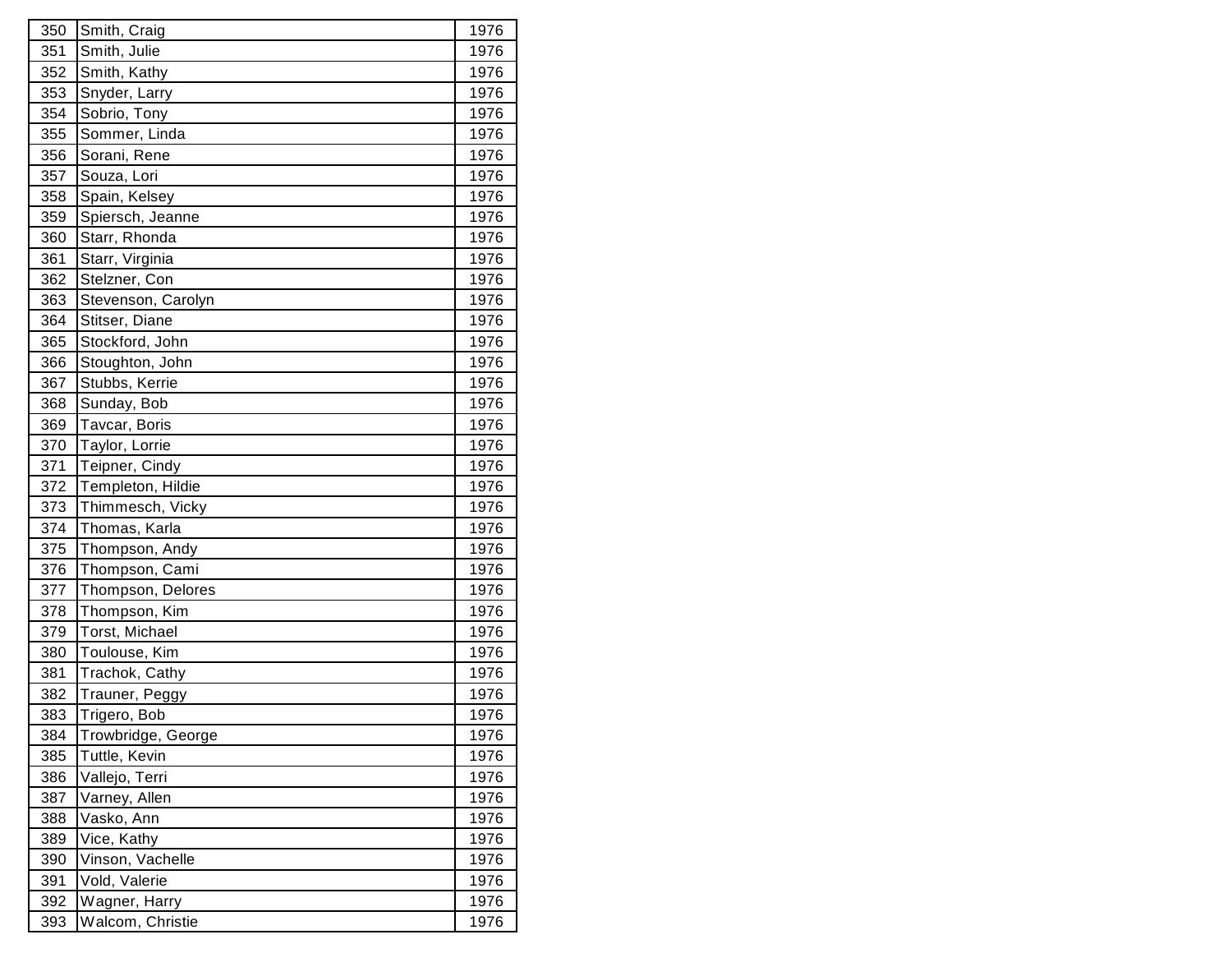| | | |
|---|---|---|
| 350 | Smith, Craig | 1976 |
| 351 | Smith, Julie | 1976 |
| 352 | Smith, Kathy | 1976 |
| 353 | Snyder, Larry | 1976 |
| 354 | Sobrio, Tony | 1976 |
| 355 | Sommer, Linda | 1976 |
| 356 | Sorani, Rene | 1976 |
| 357 | Souza, Lori | 1976 |
| 358 | Spain, Kelsey | 1976 |
| 359 | Spiersch, Jeanne | 1976 |
| 360 | Starr, Rhonda | 1976 |
| 361 | Starr, Virginia | 1976 |
| 362 | Stelzner, Con | 1976 |
| 363 | Stevenson, Carolyn | 1976 |
| 364 | Stitser, Diane | 1976 |
| 365 | Stockford, John | 1976 |
| 366 | Stoughton, John | 1976 |
| 367 | Stubbs, Kerrie | 1976 |
| 368 | Sunday, Bob | 1976 |
| 369 | Tavcar, Boris | 1976 |
| 370 | Taylor, Lorrie | 1976 |
| 371 | Teipner, Cindy | 1976 |
| 372 | Templeton, Hildie | 1976 |
| 373 | Thimmesch, Vicky | 1976 |
| 374 | Thomas, Karla | 1976 |
| 375 | Thompson, Andy | 1976 |
| 376 | Thompson, Cami | 1976 |
| 377 | Thompson, Delores | 1976 |
| 378 | Thompson, Kim | 1976 |
| 379 | Torst, Michael | 1976 |
| 380 | Toulouse, Kim | 1976 |
| 381 | Trachok, Cathy | 1976 |
| 382 | Trauner, Peggy | 1976 |
| 383 | Trigero, Bob | 1976 |
| 384 | Trowbridge, George | 1976 |
| 385 | Tuttle, Kevin | 1976 |
| 386 | Vallejo, Terri | 1976 |
| 387 | Varney, Allen | 1976 |
| 388 | Vasko, Ann | 1976 |
| 389 | Vice, Kathy | 1976 |
| 390 | Vinson, Vachelle | 1976 |
| 391 | Vold, Valerie | 1976 |
| 392 | Wagner, Harry | 1976 |
| 393 | Walcom, Christie | 1976 |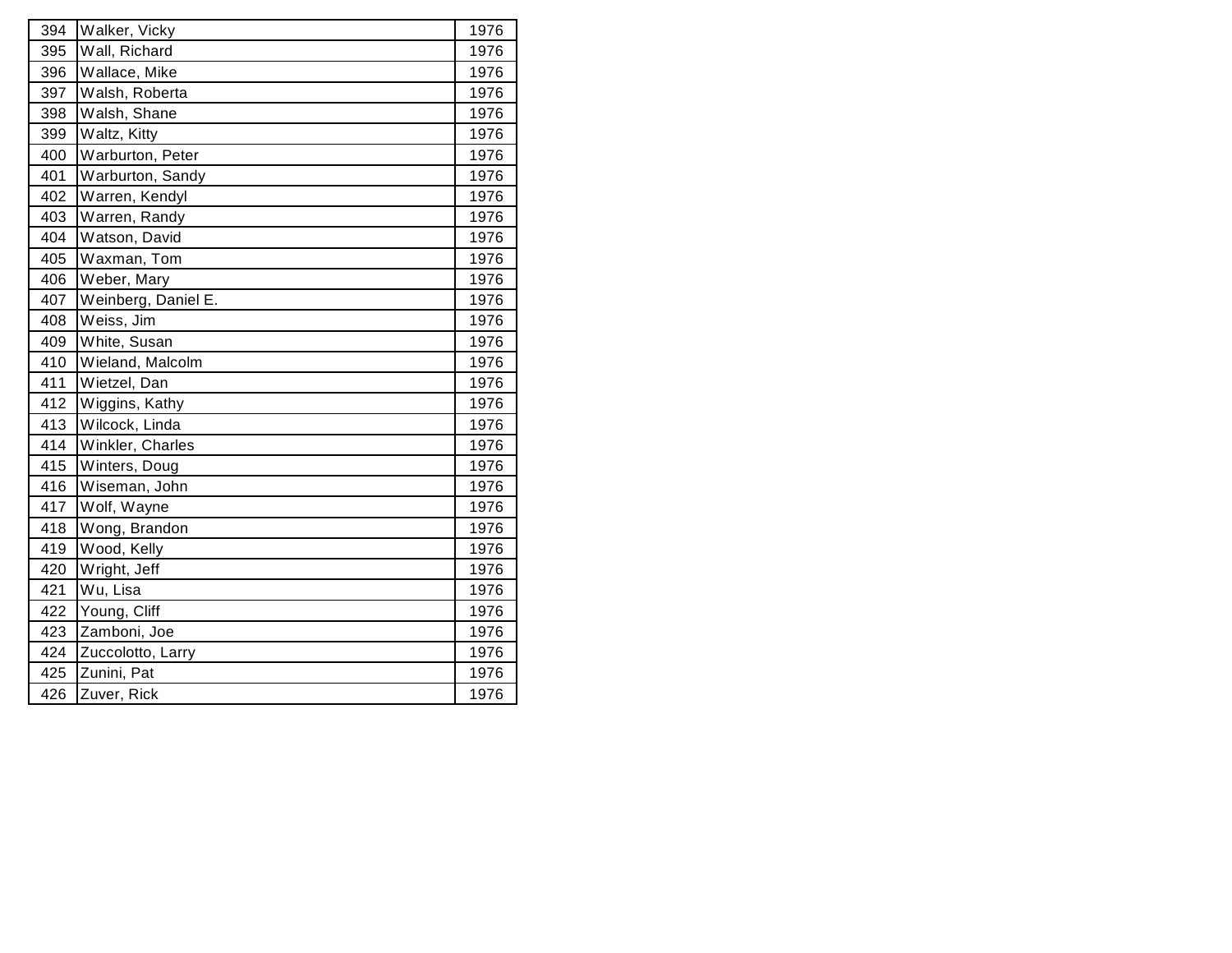| | | |
|---|---|---|
| 394 | Walker, Vicky | 1976 |
| 395 | Wall, Richard | 1976 |
| 396 | Wallace, Mike | 1976 |
| 397 | Walsh, Roberta | 1976 |
| 398 | Walsh, Shane | 1976 |
| 399 | Waltz, Kitty | 1976 |
| 400 | Warburton, Peter | 1976 |
| 401 | Warburton, Sandy | 1976 |
| 402 | Warren, Kendyl | 1976 |
| 403 | Warren, Randy | 1976 |
| 404 | Watson, David | 1976 |
| 405 | Waxman, Tom | 1976 |
| 406 | Weber, Mary | 1976 |
| 407 | Weinberg, Daniel E. | 1976 |
| 408 | Weiss, Jim | 1976 |
| 409 | White, Susan | 1976 |
| 410 | Wieland, Malcolm | 1976 |
| 411 | Wietzel, Dan | 1976 |
| 412 | Wiggins, Kathy | 1976 |
| 413 | Wilcock, Linda | 1976 |
| 414 | Winkler, Charles | 1976 |
| 415 | Winters, Doug | 1976 |
| 416 | Wiseman, John | 1976 |
| 417 | Wolf, Wayne | 1976 |
| 418 | Wong, Brandon | 1976 |
| 419 | Wood, Kelly | 1976 |
| 420 | Wright, Jeff | 1976 |
| 421 | Wu, Lisa | 1976 |
| 422 | Young, Cliff | 1976 |
| 423 | Zamboni, Joe | 1976 |
| 424 | Zuccolotto, Larry | 1976 |
| 425 | Zunini, Pat | 1976 |
| 426 | Zuver, Rick | 1976 |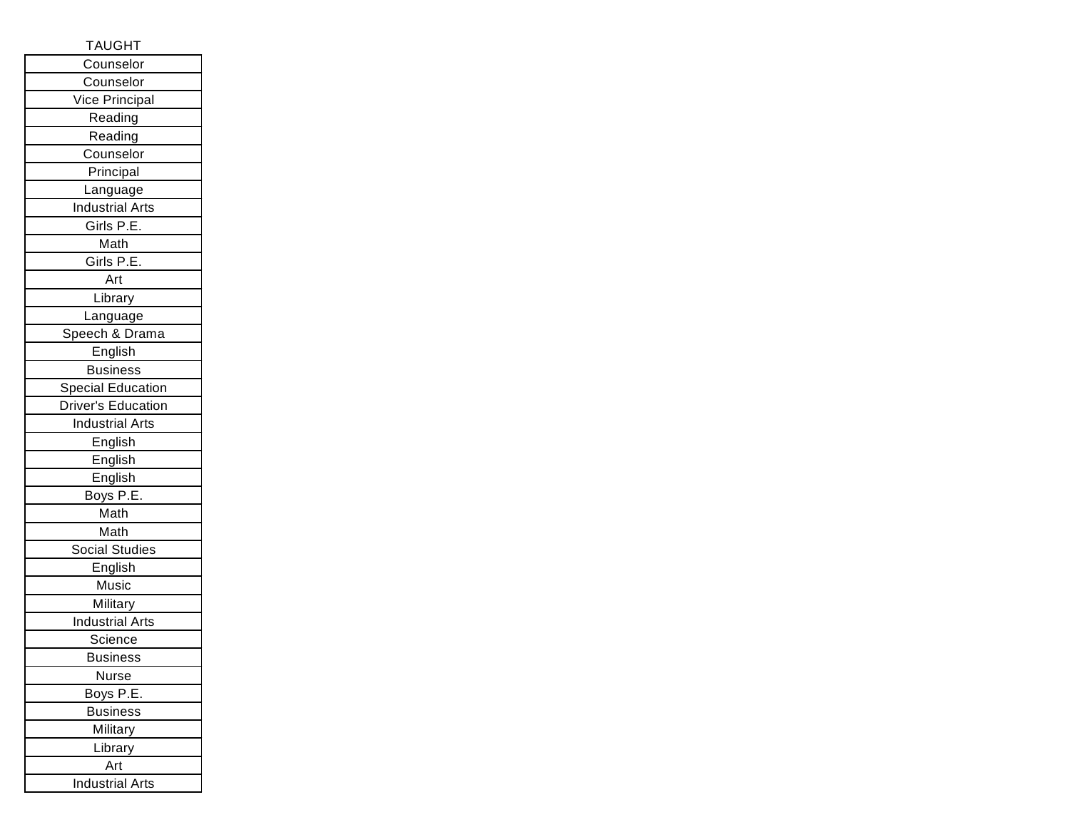| TAUGHT |
| --- |
| Counselor |
| Counselor |
| Vice Principal |
| Reading |
| Reading |
| Counselor |
| Principal |
| Language |
| Industrial Arts |
| Girls P.E. |
| Math |
| Girls P.E. |
| Art |
| Library |
| Language |
| Speech & Drama |
| English |
| Business |
| Special Education |
| Driver's Education |
| Industrial Arts |
| English |
| English |
| English |
| Boys P.E. |
| Math |
| Math |
| Social Studies |
| English |
| Music |
| Military |
| Industrial Arts |
| Science |
| Business |
| Nurse |
| Boys P.E. |
| Business |
| Military |
| Library |
| Art |
| Industrial Arts |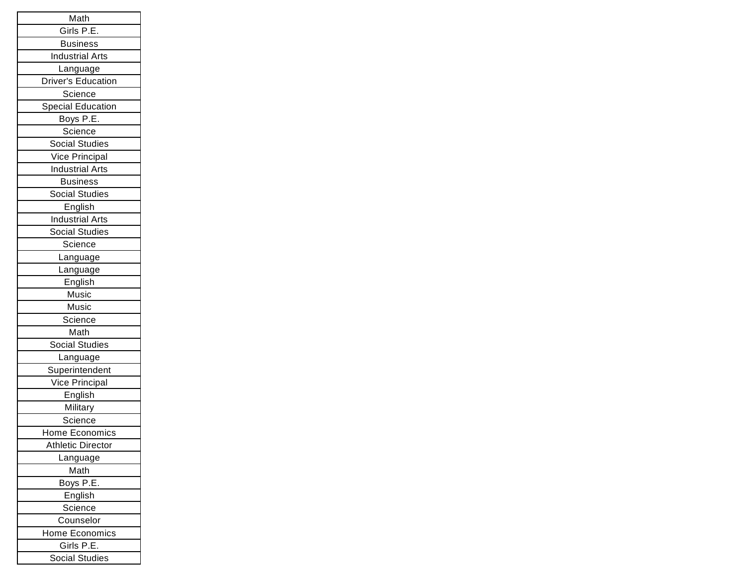| Math |
| --- |
| Girls P.E. |
| Business |
| Industrial Arts |
| Language |
| Driver's Education |
| Science |
| Special Education |
| Boys P.E. |
| Science |
| Social Studies |
| Vice Principal |
| Industrial Arts |
| Business |
| Social Studies |
| English |
| Industrial Arts |
| Social Studies |
| Science |
| Language |
| Language |
| English |
| Music |
| Music |
| Science |
| Math |
| Social Studies |
| Language |
| Superintendent |
| Vice Principal |
| English |
| Military |
| Science |
| Home Economics |
| Athletic Director |
| Language |
| Math |
| Boys P.E. |
| English |
| Science |
| Counselor |
| Home Economics |
| Girls P.E. |
| Social Studies |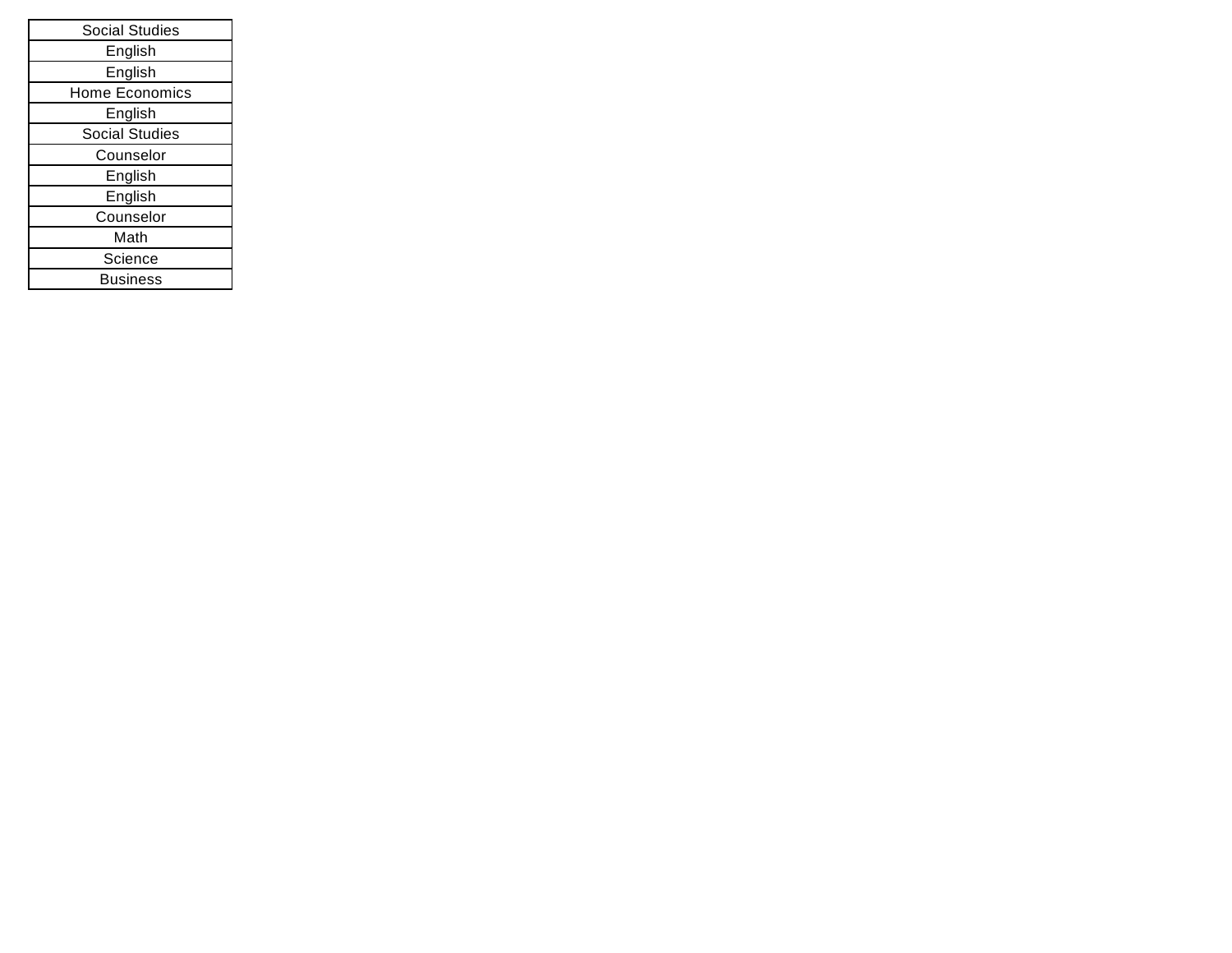| |
| --- |
| Social Studies |
| English |
| English |
| Home Economics |
| English |
| Social Studies |
| Counselor |
| English |
| English |
| Counselor |
| Math |
| Science |
| Business |